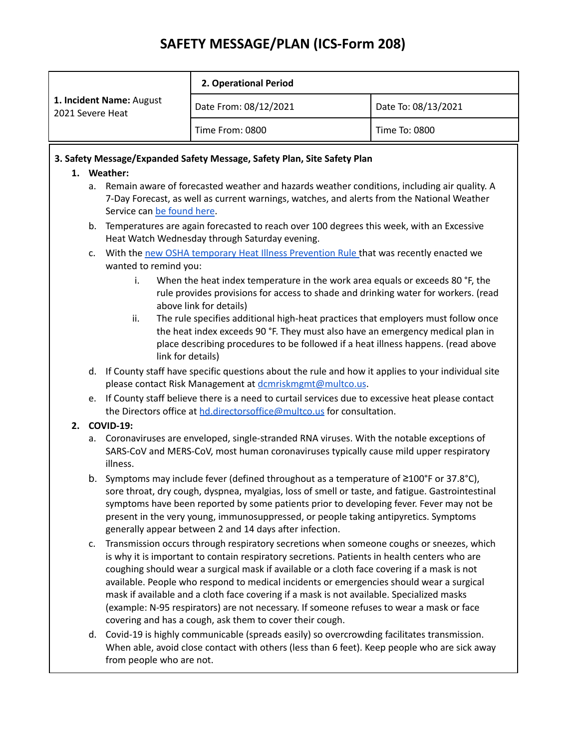# SAFETY MESSAGE/PLAN (ICS-Form 208)

| **1. Incident Name:** August 2021 Severe Heat | **2. Operational Period** | |
|---|---|---|
| | Date From: 08/12/2021 | Date To: 08/13/2021 |
| | Time From: 0800 | Time To: 0800 |

**3. Safety Message/Expanded Safety Message, Safety Plan, Site Safety Plan**

1. **Weather:**
   a. Remain aware of forecasted weather and hazards weather conditions, including air quality. A 7-Day Forecast, as well as current warnings, watches, and alerts from the National Weather Service can be found here.

   b. Temperatures are again forecasted to reach over 100 degrees this week, with an Excessive Heat Watch Wednesday through Saturday evening.

   c. With the new OSHA temporary Heat Illness Prevention Rule that was recently enacted we wanted to remind you:

      i. When the heat index temperature in the work area equals or exceeds 80 °F, the rule provides provisions for access to shade and drinking water for workers. (read above link for details)

      ii. The rule specifies additional high-heat practices that employers must follow once the heat index exceeds 90 °F. They must also have an emergency medical plan in place describing procedures to be followed if a heat illness happens. (read above link for details)

   d. If County staff have specific questions about the rule and how it applies to your individual site please contact Risk Management at dcmriskmgmt@multco.us.

   e. If County staff believe there is a need to curtail services due to excessive heat please contact the Directors office at hd.directorsoffice@multco.us for consultation.

2. **COVID-19:**
   a. Coronaviruses are enveloped, single-stranded RNA viruses. With the notable exceptions of SARS-CoV and MERS-CoV, most human coronaviruses typically cause mild upper respiratory illness.

   b. Symptoms may include fever (defined throughout as a temperature of ≥100°F or 37.8°C), sore throat, dry cough, dyspnea, myalgias, loss of smell or taste, and fatigue. Gastrointestinal symptoms have been reported by some patients prior to developing fever. Fever may not be present in the very young, immunosuppressed, or people taking antipyretics. Symptoms generally appear between 2 and 14 days after infection.

   c. Transmission occurs through respiratory secretions when someone coughs or sneezes, which is why it is important to contain respiratory secretions. Patients in health centers who are coughing should wear a surgical mask if available or a cloth face covering if a mask is not available. People who respond to medical incidents or emergencies should wear a surgical mask if available and a cloth face covering if a mask is not available. Specialized masks (example: N-95 respirators) are not necessary. If someone refuses to wear a mask or face covering and has a cough, ask them to cover their cough.

   d. Covid-19 is highly communicable (spreads easily) so overcrowding facilitates transmission. When able, avoid close contact with others (less than 6 feet). Keep people who are sick away from people who are not.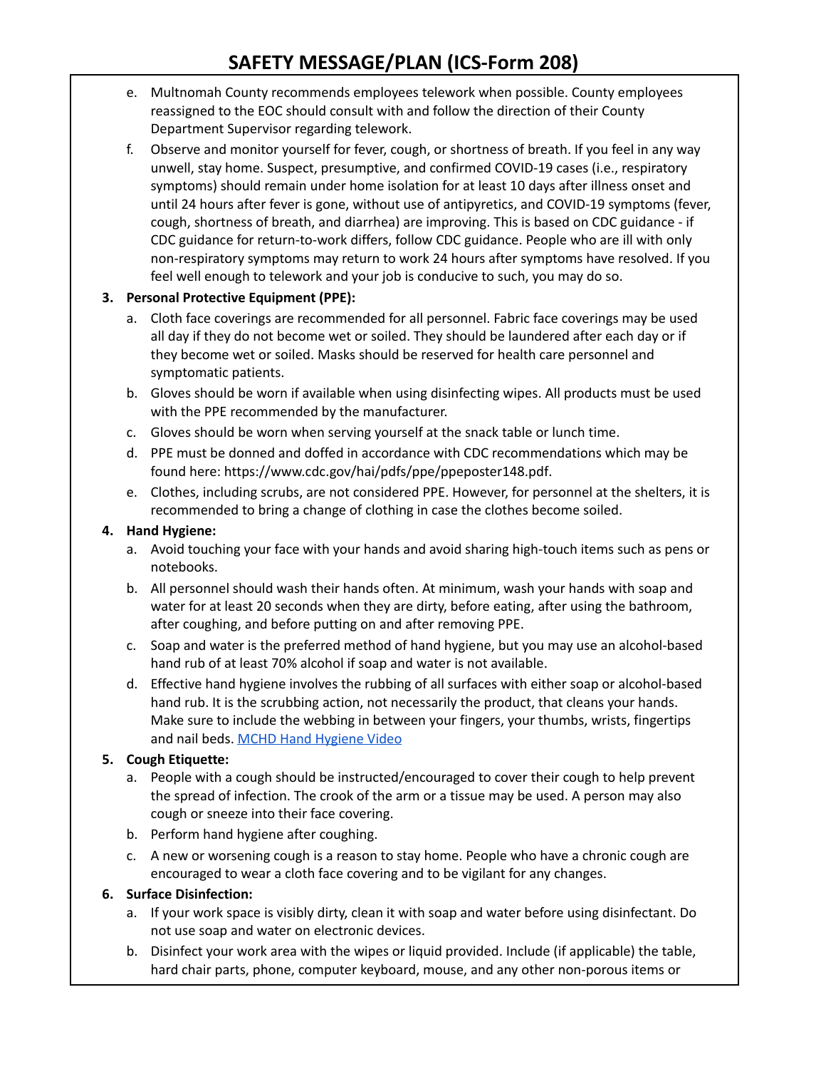# SAFETY MESSAGE/PLAN (ICS-Form 208)

e. Multnomah County recommends employees telework when possible. County employees reassigned to the EOC should consult with and follow the direction of their County Department Supervisor regarding telework.

f. Observe and monitor yourself for fever, cough, or shortness of breath. If you feel in any way unwell, stay home. Suspect, presumptive, and confirmed COVID-19 cases (i.e., respiratory symptoms) should remain under home isolation for at least 10 days after illness onset and until 24 hours after fever is gone, without use of antipyretics, and COVID-19 symptoms (fever, cough, shortness of breath, and diarrhea) are improving. This is based on CDC guidance - if CDC guidance for return-to-work differs, follow CDC guidance. People who are ill with only non-respiratory symptoms may return to work 24 hours after symptoms have resolved. If you feel well enough to telework and your job is conducive to such, you may do so.

**3. Personal Protective Equipment (PPE):**

a. Cloth face coverings are recommended for all personnel. Fabric face coverings may be used all day if they do not become wet or soiled. They should be laundered after each day or if they become wet or soiled. Masks should be reserved for health care personnel and symptomatic patients.

b. Gloves should be worn if available when using disinfecting wipes. All products must be used with the PPE recommended by the manufacturer.

c. Gloves should be worn when serving yourself at the snack table or lunch time.

d. PPE must be donned and doffed in accordance with CDC recommendations which may be found here: https://www.cdc.gov/hai/pdfs/ppe/ppeposter148.pdf.

e. Clothes, including scrubs, are not considered PPE. However, for personnel at the shelters, it is recommended to bring a change of clothing in case the clothes become soiled.

**4. Hand Hygiene:**

a. Avoid touching your face with your hands and avoid sharing high-touch items such as pens or notebooks.

b. All personnel should wash their hands often. At minimum, wash your hands with soap and water for at least 20 seconds when they are dirty, before eating, after using the bathroom, after coughing, and before putting on and after removing PPE.

c. Soap and water is the preferred method of hand hygiene, but you may use an alcohol-based hand rub of at least 70% alcohol if soap and water is not available.

d. Effective hand hygiene involves the rubbing of all surfaces with either soap or alcohol-based hand rub. It is the scrubbing action, not necessarily the product, that cleans your hands. Make sure to include the webbing in between your fingers, your thumbs, wrists, fingertips and nail beds. MCHD Hand Hygiene Video

**5. Cough Etiquette:**

a. People with a cough should be instructed/encouraged to cover their cough to help prevent the spread of infection. The crook of the arm or a tissue may be used. A person may also cough or sneeze into their face covering.

b. Perform hand hygiene after coughing.

c. A new or worsening cough is a reason to stay home. People who have a chronic cough are encouraged to wear a cloth face covering and to be vigilant for any changes.

**6. Surface Disinfection:**

a. If your work space is visibly dirty, clean it with soap and water before using disinfectant. Do not use soap and water on electronic devices.

b. Disinfect your work area with the wipes or liquid provided. Include (if applicable) the table, hard chair parts, phone, computer keyboard, mouse, and any other non-porous items or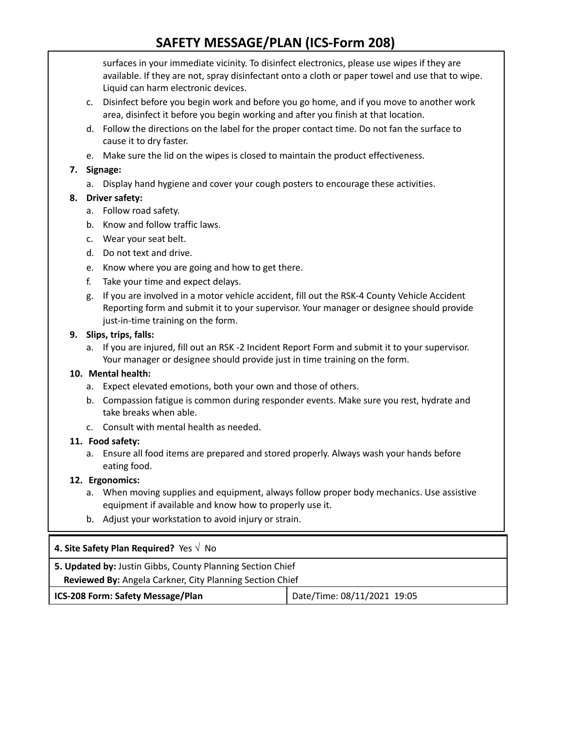# SAFETY MESSAGE/PLAN (ICS-Form 208)

surfaces in your immediate vicinity. To disinfect electronics, please use wipes if they are available. If they are not, spray disinfectant onto a cloth or paper towel and use that to wipe. Liquid can harm electronic devices.

   c. Disinfect before you begin work and before you go home, and if you move to another work area, disinfect it before you begin working and after you finish at that location.
   d. Follow the directions on the label for the proper contact time. Do not fan the surface to cause it to dry faster.
   e. Make sure the lid on the wipes is closed to maintain the product effectiveness.

7. **Signage:**
   a. Display hand hygiene and cover your cough posters to encourage these activities.
8. **Driver safety:**
   a. Follow road safety.
   b. Know and follow traffic laws.
   c. Wear your seat belt.
   d. Do not text and drive.
   e. Know where you are going and how to get there.
   f. Take your time and expect delays.
   g. If you are involved in a motor vehicle accident, fill out the RSK-4 County Vehicle Accident Reporting form and submit it to your supervisor. Your manager or designee should provide just-in-time training on the form.
9. **Slips, trips, falls:**
   a. If you are injured, fill out an RSK -2 Incident Report Form and submit it to your supervisor. Your manager or designee should provide just in time training on the form.
10. **Mental health:**
    a. Expect elevated emotions, both your own and those of others.
    b. Compassion fatigue is common during responder events. Make sure you rest, hydrate and take breaks when able.
    c. Consult with mental health as needed.
11. **Food safety:**
    a. Ensure all food items are prepared and stored properly. Always wash your hands before eating food.
12. **Ergonomics:**
    a. When moving supplies and equipment, always follow proper body mechanics. Use assistive equipment if available and know how to properly use it.
    b. Adjust your workstation to avoid injury or strain.

**4. Site Safety Plan Required?** Yes √ No

**5. Updated by:** Justin Gibbs, County Planning Section Chief
**Reviewed By:** Angela Carkner, City Planning Section Chief

| | |
|---|---|
| **ICS-208 Form: Safety Message/Plan** | Date/Time: 08/11/2021 19:05 |